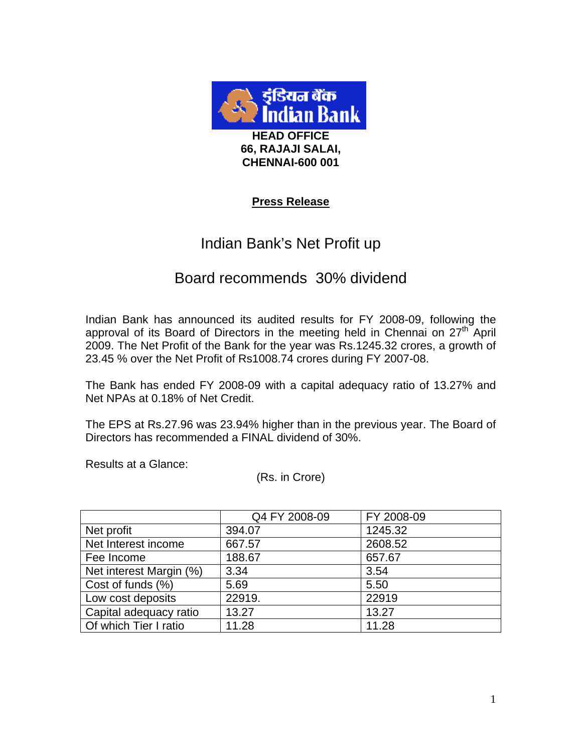**इंडियन बैंक**
**Indian Bank**

**HEAD OFFICE**
**66, RAJAJI SALAI,**
**CHENNAI-600 001**

**Press Release**

# Indian Bank's Net Profit up

## Board recommends 30% dividend

Indian Bank has announced its audited results for FY 2008-09, following the approval of its Board of Directors in the meeting held in Chennai on 27th April 2009. The Net Profit of the Bank for the year was Rs.1245.32 crores, a growth of 23.45 % over the Net Profit of Rs1008.74 crores during FY 2007-08.

The Bank has ended FY 2008-09 with a capital adequacy ratio of 13.27% and Net NPAs at 0.18% of Net Credit.

The EPS at Rs.27.96 was 23.94% higher than in the previous year. The Board of Directors has recommended a FINAL dividend of 30%.

Results at a Glance:

(Rs. in Crore)

| | Q4 FY 2008-09 | FY 2008-09 |
|---|---|---|
| Net profit | 394.07 | 1245.32 |
| Net Interest income | 667.57 | 2608.52 |
| Fee Income | 188.67 | 657.67 |
| Net interest Margin (%) | 3.34 | 3.54 |
| Cost of funds (%) | 5.69 | 5.50 |
| Low cost deposits | 22919. | 22919 |
| Capital adequacy ratio | 13.27 | 13.27 |
| Of which Tier I ratio | 11.28 | 11.28 |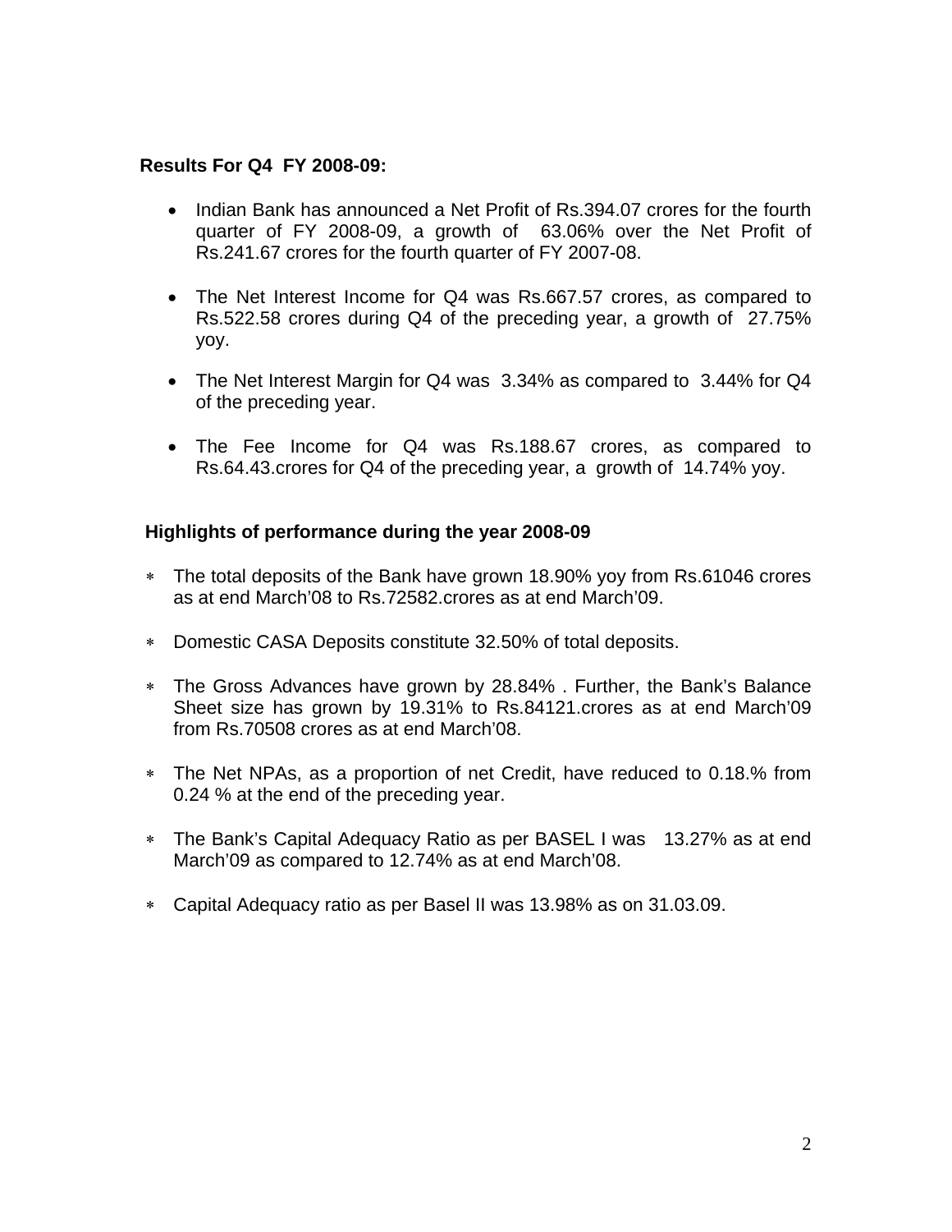**Results For Q4 FY 2008-09:**

- Indian Bank has announced a Net Profit of Rs.394.07 crores for the fourth quarter of FY 2008-09, a growth of 63.06% over the Net Profit of Rs.241.67 crores for the fourth quarter of FY 2007-08.
- The Net Interest Income for Q4 was Rs.667.57 crores, as compared to Rs.522.58 crores during Q4 of the preceding year, a growth of 27.75% yoy.
- The Net Interest Margin for Q4 was 3.34% as compared to 3.44% for Q4 of the preceding year.
- The Fee Income for Q4 was Rs.188.67 crores, as compared to Rs.64.43.crores for Q4 of the preceding year, a growth of 14.74% yoy.

**Highlights of performance during the year 2008-09**

- The total deposits of the Bank have grown 18.90% yoy from Rs.61046 crores as at end March'08 to Rs.72582.crores as at end March'09.
- Domestic CASA Deposits constitute 32.50% of total deposits.
- The Gross Advances have grown by 28.84% . Further, the Bank's Balance Sheet size has grown by 19.31% to Rs.84121.crores as at end March'09 from Rs.70508 crores as at end March'08.
- The Net NPAs, as a proportion of net Credit, have reduced to 0.18.% from 0.24 % at the end of the preceding year.
- The Bank's Capital Adequacy Ratio as per BASEL I was 13.27% as at end March'09 as compared to 12.74% as at end March'08.
- Capital Adequacy ratio as per Basel II was 13.98% as on 31.03.09.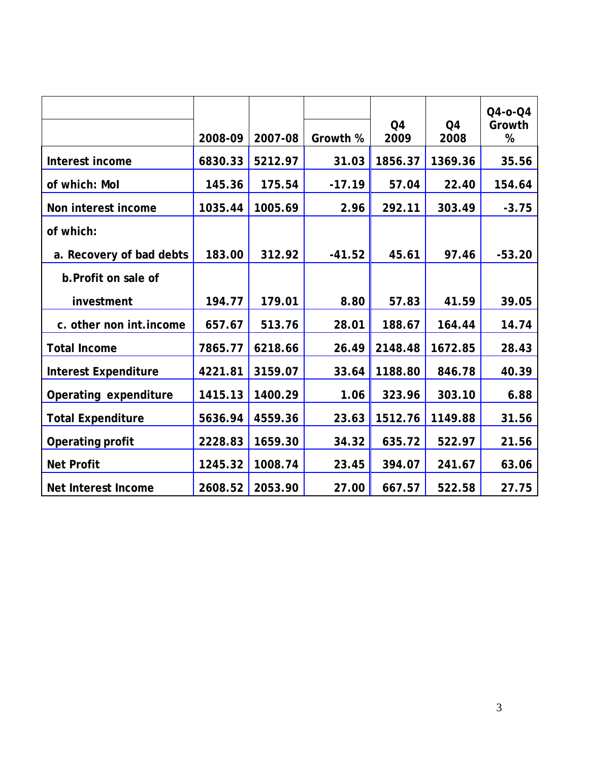| | 2008-09 | 2007-08 | Growth % | Q4 2009 | Q4 2008 | Q4-o-Q4 Growth % |
|---|---|---|---|---|---|---|
| **Interest income** | **6830.33** | **5212.97** | **31.03** | **1856.37** | **1369.36** | **35.56** |
| **of which: MoI** | **145.36** | **175.54** | **-17.19** | **57.04** | **22.40** | **154.64** |
| **Non interest income** | **1035.44** | **1005.69** | **2.96** | **292.11** | **303.49** | **-3.75** |
| **of which:** | | | | | | |
| **a. Recovery of bad debts** | **183.00** | **312.92** | **-41.52** | **45.61** | **97.46** | **-53.20** |
| **b.Profit on sale of investment** | **194.77** | **179.01** | **8.80** | **57.83** | **41.59** | **39.05** |
| **c. other non int.income** | **657.67** | **513.76** | **28.01** | **188.67** | **164.44** | **14.74** |
| **Total Income** | **7865.77** | **6218.66** | **26.49** | **2148.48** | **1672.85** | **28.43** |
| **Interest Expenditure** | **4221.81** | **3159.07** | **33.64** | **1188.80** | **846.78** | **40.39** |
| **Operating expenditure** | **1415.13** | **1400.29** | **1.06** | **323.96** | **303.10** | **6.88** |
| **Total Expenditure** | **5636.94** | **4559.36** | **23.63** | **1512.76** | **1149.88** | **31.56** |
| **Operating profit** | **2228.83** | **1659.30** | **34.32** | **635.72** | **522.97** | **21.56** |
| **Net Profit** | **1245.32** | **1008.74** | **23.45** | **394.07** | **241.67** | **63.06** |
| **Net Interest Income** | **2608.52** | **2053.90** | **27.00** | **667.57** | **522.58** | **27.75** |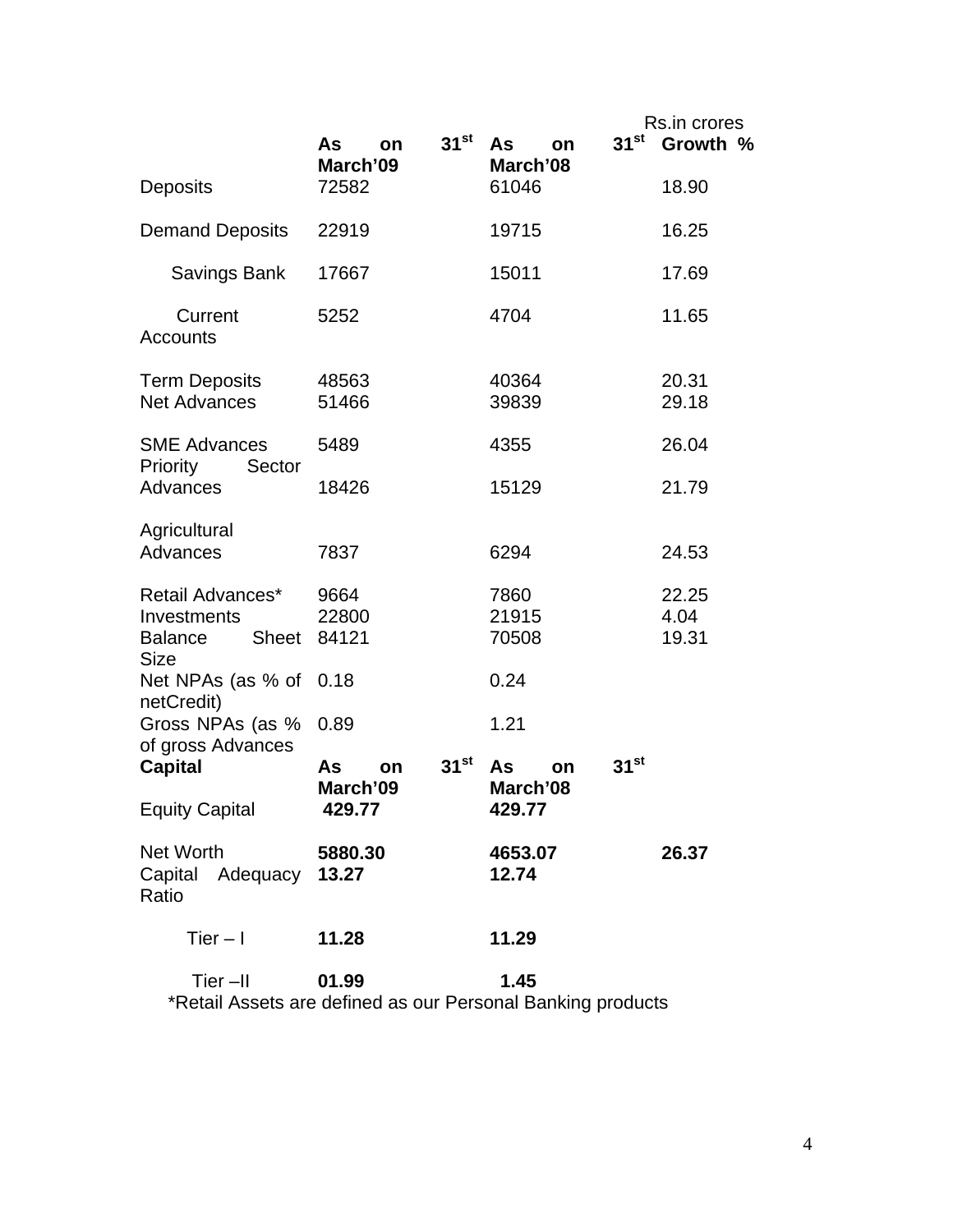Rs.in crores

| | As on 31st March'09 | As on 31st March'08 | Growth % |
|---|---|---|---|
| Deposits | 72582 | 61046 | 18.90 |
| Demand Deposits | 22919 | 19715 | 16.25 |
| Savings Bank | 17667 | 15011 | 17.69 |
| Current Accounts | 5252 | 4704 | 11.65 |
| Term Deposits | 48563 | 40364 | 20.31 |
| Net Advances | 51466 | 39839 | 29.18 |
| SME Advances | 5489 | 4355 | 26.04 |
| Priority Sector Advances | 18426 | 15129 | 21.79 |
| Agricultural Advances | 7837 | 6294 | 24.53 |
| Retail Advances* | 9664 | 7860 | 22.25 |
| Investments | 22800 | 21915 | 4.04 |
| Balance Sheet Size | 84121 | 70508 | 19.31 |
| Net NPAs (as % of netCredit) | 0.18 | 0.24 | |
| Gross NPAs (as % of gross Advances | 0.89 | 1.21 | |
| **Capital** | **As on 31st March'09** | **As on 31st March'08** | |
| Equity Capital | **429.77** | **429.77** | |
| Net Worth | **5880.30** | **4653.07** | **26.37** |
| Capital Adequacy Ratio | **13.27** | **12.74** | |
| Tier – I | **11.28** | **11.29** | |
| Tier –II | **01.99** | **1.45** | |

*Retail Assets are defined as our Personal Banking products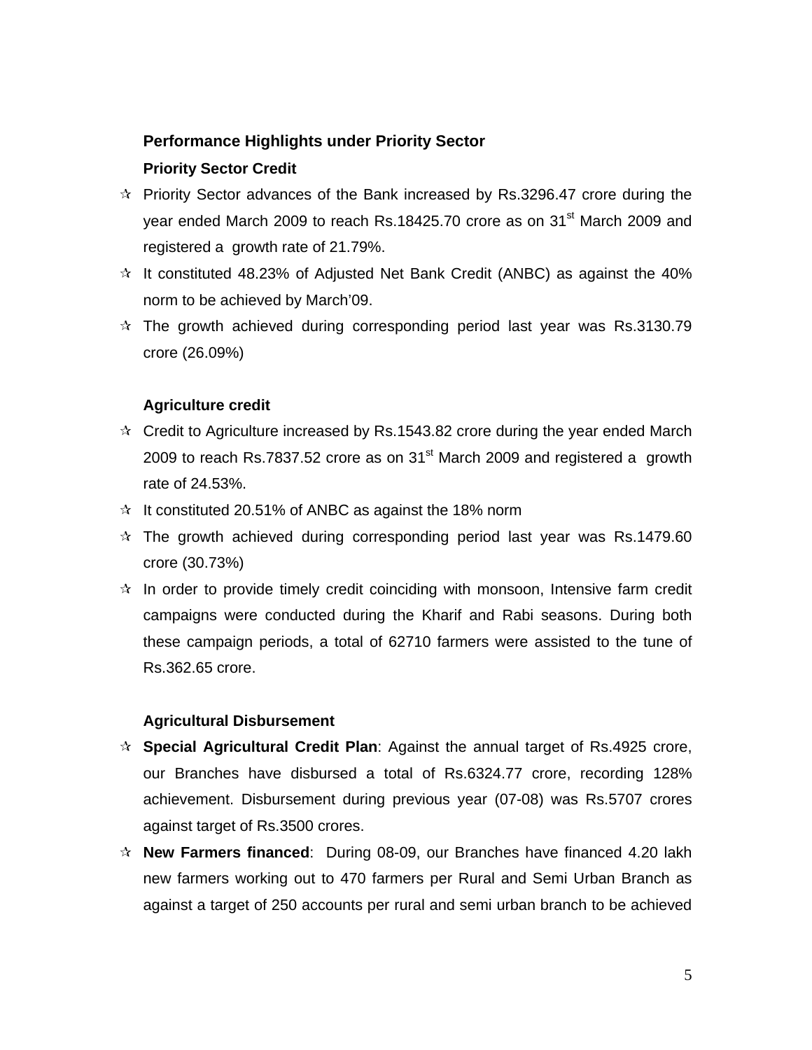### Performance Highlights under Priority Sector

#### Priority Sector Credit

- Priority Sector advances of the Bank increased by Rs.3296.47 crore during the year ended March 2009 to reach Rs.18425.70 crore as on 31st March 2009 and registered a growth rate of 21.79%.
- It constituted 48.23% of Adjusted Net Bank Credit (ANBC) as against the 40% norm to be achieved by March'09.
- The growth achieved during corresponding period last year was Rs.3130.79 crore (26.09%)

#### Agriculture credit

- Credit to Agriculture increased by Rs.1543.82 crore during the year ended March 2009 to reach Rs.7837.52 crore as on 31st March 2009 and registered a growth rate of 24.53%.
- It constituted 20.51% of ANBC as against the 18% norm
- The growth achieved during corresponding period last year was Rs.1479.60 crore (30.73%)
- In order to provide timely credit coinciding with monsoon, Intensive farm credit campaigns were conducted during the Kharif and Rabi seasons. During both these campaign periods, a total of 62710 farmers were assisted to the tune of Rs.362.65 crore.

#### Agricultural Disbursement

- **Special Agricultural Credit Plan**: Against the annual target of Rs.4925 crore, our Branches have disbursed a total of Rs.6324.77 crore, recording 128% achievement. Disbursement during previous year (07-08) was Rs.5707 crores against target of Rs.3500 crores.
- **New Farmers financed**: During 08-09, our Branches have financed 4.20 lakh new farmers working out to 470 farmers per Rural and Semi Urban Branch as against a target of 250 accounts per rural and semi urban branch to be achieved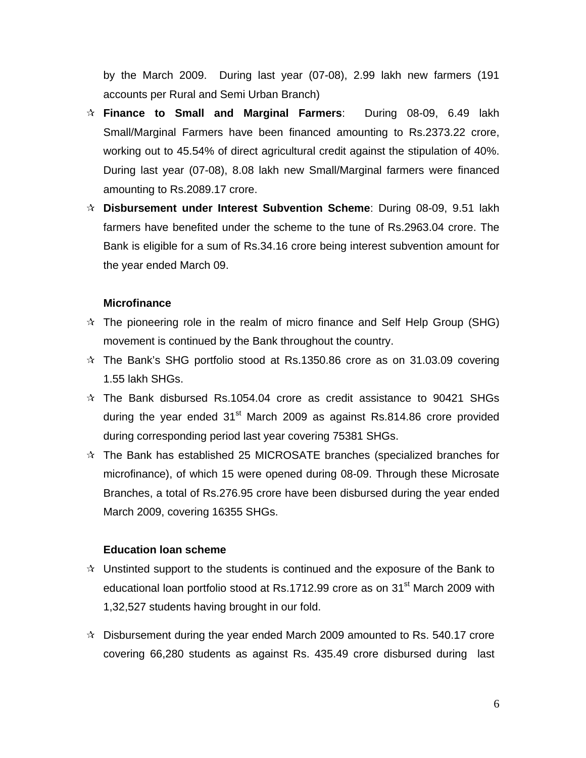by the March 2009. During last year (07-08), 2.99 lakh new farmers (191 accounts per Rural and Semi Urban Branch)

- **Finance to Small and Marginal Farmers**: During 08-09, 6.49 lakh Small/Marginal Farmers have been financed amounting to Rs.2373.22 crore, working out to 45.54% of direct agricultural credit against the stipulation of 40%. During last year (07-08), 8.08 lakh new Small/Marginal farmers were financed amounting to Rs.2089.17 crore.
- **Disbursement under Interest Subvention Scheme**: During 08-09, 9.51 lakh farmers have benefited under the scheme to the tune of Rs.2963.04 crore. The Bank is eligible for a sum of Rs.34.16 crore being interest subvention amount for the year ended March 09.

**Microfinance**

- The pioneering role in the realm of micro finance and Self Help Group (SHG) movement is continued by the Bank throughout the country.
- The Bank's SHG portfolio stood at Rs.1350.86 crore as on 31.03.09 covering 1.55 lakh SHGs.
- The Bank disbursed Rs.1054.04 crore as credit assistance to 90421 SHGs during the year ended 31st March 2009 as against Rs.814.86 crore provided during corresponding period last year covering 75381 SHGs.
- The Bank has established 25 MICROSATE branches (specialized branches for microfinance), of which 15 were opened during 08-09. Through these Microsate Branches, a total of Rs.276.95 crore have been disbursed during the year ended March 2009, covering 16355 SHGs.

**Education loan scheme**

- Unstinted support to the students is continued and the exposure of the Bank to educational loan portfolio stood at Rs.1712.99 crore as on 31st March 2009 with 1,32,527 students having brought in our fold.
- Disbursement during the year ended March 2009 amounted to Rs. 540.17 crore covering 66,280 students as against Rs. 435.49 crore disbursed during last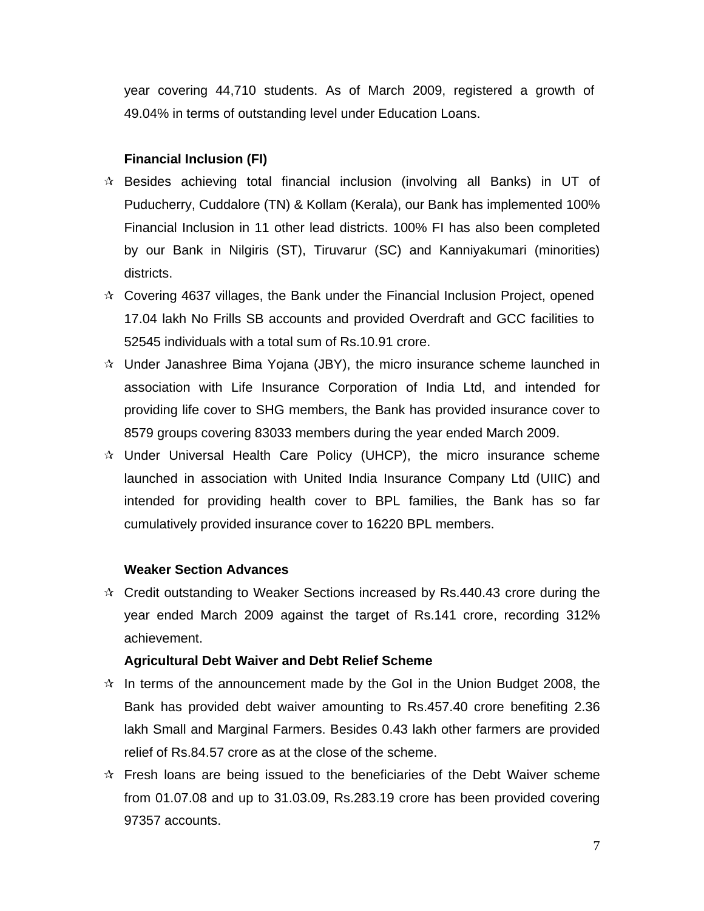year covering 44,710 students. As of March 2009, registered a growth of 49.04% in terms of outstanding level under Education Loans.

**Financial Inclusion (FI)**

- ✰ Besides achieving total financial inclusion (involving all Banks) in UT of Puducherry, Cuddalore (TN) & Kollam (Kerala), our Bank has implemented 100% Financial Inclusion in 11 other lead districts. 100% FI has also been completed by our Bank in Nilgiris (ST), Tiruvarur (SC) and Kanniyakumari (minorities) districts.
- ✰ Covering 4637 villages, the Bank under the Financial Inclusion Project, opened 17.04 lakh No Frills SB accounts and provided Overdraft and GCC facilities to 52545 individuals with a total sum of Rs.10.91 crore.
- ✰ Under Janashree Bima Yojana (JBY), the micro insurance scheme launched in association with Life Insurance Corporation of India Ltd, and intended for providing life cover to SHG members, the Bank has provided insurance cover to 8579 groups covering 83033 members during the year ended March 2009.
- ✰ Under Universal Health Care Policy (UHCP), the micro insurance scheme launched in association with United India Insurance Company Ltd (UIIC) and intended for providing health cover to BPL families, the Bank has so far cumulatively provided insurance cover to 16220 BPL members.

**Weaker Section Advances**

- ✰ Credit outstanding to Weaker Sections increased by Rs.440.43 crore during the year ended March 2009 against the target of Rs.141 crore, recording 312% achievement.

**Agricultural Debt Waiver and Debt Relief Scheme**

- ✰ In terms of the announcement made by the GoI in the Union Budget 2008, the Bank has provided debt waiver amounting to Rs.457.40 crore benefiting 2.36 lakh Small and Marginal Farmers. Besides 0.43 lakh other farmers are provided relief of Rs.84.57 crore as at the close of the scheme.
- ✰ Fresh loans are being issued to the beneficiaries of the Debt Waiver scheme from 01.07.08 and up to 31.03.09, Rs.283.19 crore has been provided covering 97357 accounts.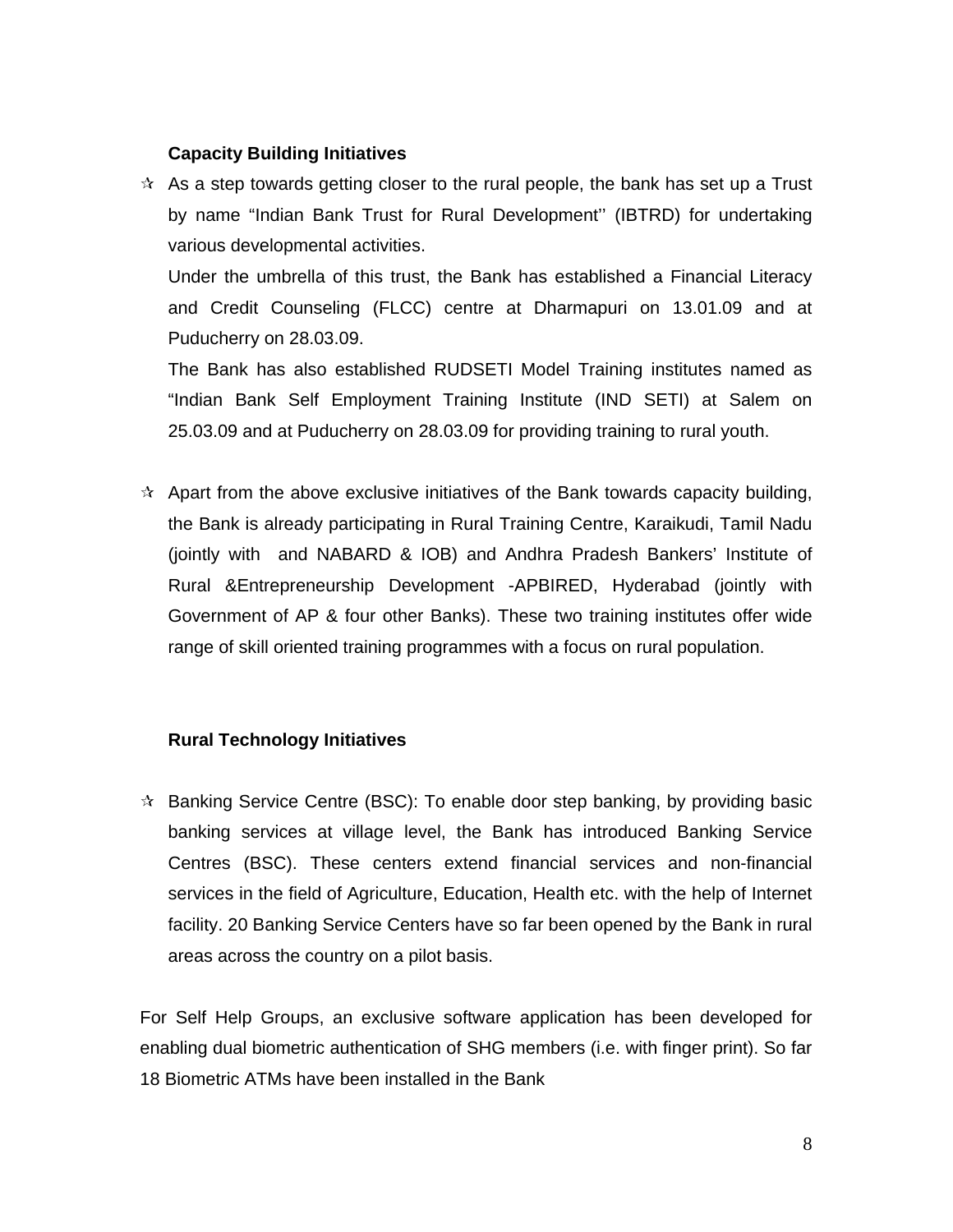**Capacity Building Initiatives**

- ✰ As a step towards getting closer to the rural people, the bank has set up a Trust by name "Indian Bank Trust for Rural Development'' (IBTRD) for undertaking various developmental activities.

  Under the umbrella of this trust, the Bank has established a Financial Literacy and Credit Counseling (FLCC) centre at Dharmapuri on 13.01.09 and at Puducherry on 28.03.09.

  The Bank has also established RUDSETI Model Training institutes named as "Indian Bank Self Employment Training Institute (IND SETI) at Salem on 25.03.09 and at Puducherry on 28.03.09 for providing training to rural youth.

- ✰ Apart from the above exclusive initiatives of the Bank towards capacity building, the Bank is already participating in Rural Training Centre, Karaikudi, Tamil Nadu (jointly with and NABARD & IOB) and Andhra Pradesh Bankers' Institute of Rural &Entrepreneurship Development -APBIRED, Hyderabad (jointly with Government of AP & four other Banks). These two training institutes offer wide range of skill oriented training programmes with a focus on rural population.

**Rural Technology Initiatives**

- ✰ Banking Service Centre (BSC): To enable door step banking, by providing basic banking services at village level, the Bank has introduced Banking Service Centres (BSC). These centers extend financial services and non-financial services in the field of Agriculture, Education, Health etc. with the help of Internet facility. 20 Banking Service Centers have so far been opened by the Bank in rural areas across the country on a pilot basis.

For Self Help Groups, an exclusive software application has been developed for enabling dual biometric authentication of SHG members (i.e. with finger print). So far 18 Biometric ATMs have been installed in the Bank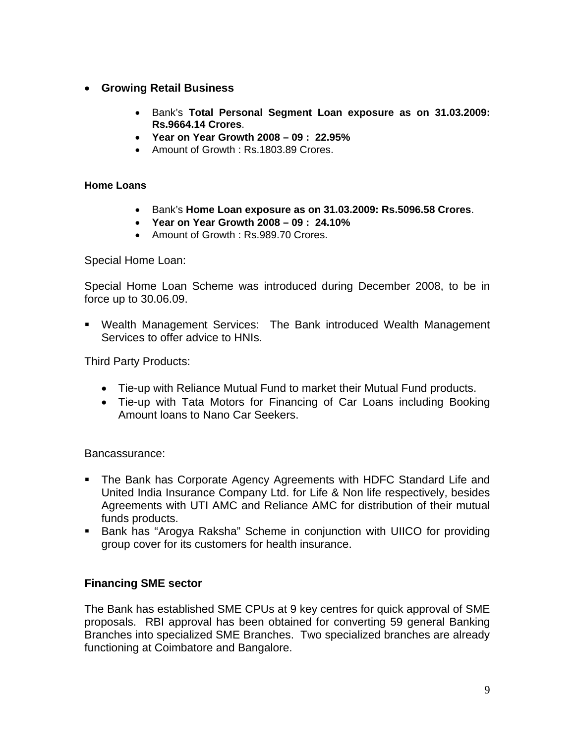- **Growing Retail Business**

    - Bank's **Total Personal Segment Loan exposure as on 31.03.2009: Rs.9664.14 Crores**.
    - **Year on Year Growth 2008 – 09 : 22.95%**
    - Amount of Growth : Rs.1803.89 Crores.

**Home Loans**

- Bank's **Home Loan exposure as on 31.03.2009: Rs.5096.58 Crores**.
- **Year on Year Growth 2008 – 09 : 24.10%**
- Amount of Growth : Rs.989.70 Crores.

Special Home Loan:

Special Home Loan Scheme was introduced during December 2008, to be in force up to 30.06.09.

- Wealth Management Services: The Bank introduced Wealth Management Services to offer advice to HNIs.

Third Party Products:

- Tie-up with Reliance Mutual Fund to market their Mutual Fund products.
- Tie-up with Tata Motors for Financing of Car Loans including Booking Amount loans to Nano Car Seekers.

Bancassurance:

- The Bank has Corporate Agency Agreements with HDFC Standard Life and United India Insurance Company Ltd. for Life & Non life respectively, besides Agreements with UTI AMC and Reliance AMC for distribution of their mutual funds products.
- Bank has "Arogya Raksha" Scheme in conjunction with UIICO for providing group cover for its customers for health insurance.

**Financing SME sector**

The Bank has established SME CPUs at 9 key centres for quick approval of SME proposals. RBI approval has been obtained for converting 59 general Banking Branches into specialized SME Branches. Two specialized branches are already functioning at Coimbatore and Bangalore.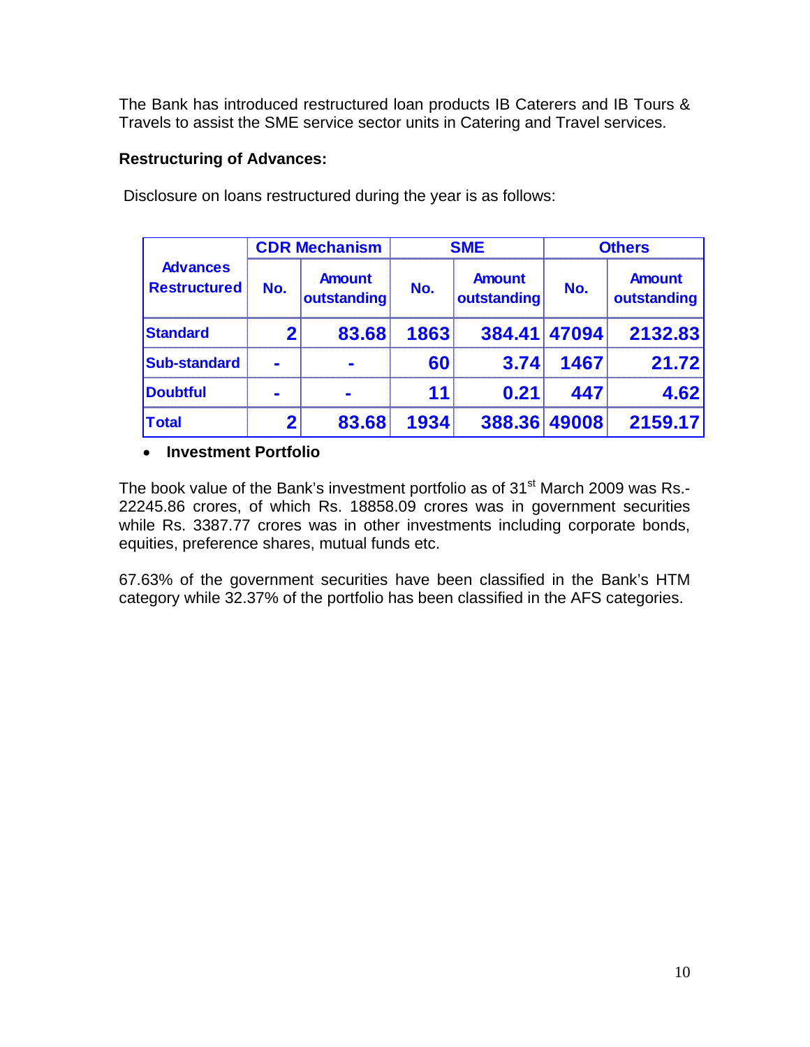The Bank has introduced restructured loan products IB Caterers and IB Tours & Travels to assist the SME service sector units in Catering and Travel services.

**Restructuring of Advances:**

Disclosure on loans restructured during the year is as follows:

| Advances Restructured | CDR Mechanism | | SME | | Others | |
|---|---|---|---|---|---|---|
| | No. | Amount outstanding | No. | Amount outstanding | No. | Amount outstanding |
| Standard | 2 | 83.68 | 1863 | 384.41 | 47094 | 2132.83 |
| Sub-standard | - | - | 60 | 3.74 | 1467 | 21.72 |
| Doubtful | - | - | 11 | 0.21 | 447 | 4.62 |
| Total | 2 | 83.68 | 1934 | 388.36 | 49008 | 2159.17 |

- **Investment Portfolio**

The book value of the Bank's investment portfolio as of 31st March 2009 was Rs.-22245.86 crores, of which Rs. 18858.09 crores was in government securities while Rs. 3387.77 crores was in other investments including corporate bonds, equities, preference shares, mutual funds etc.

67.63% of the government securities have been classified in the Bank's HTM category while 32.37% of the portfolio has been classified in the AFS categories.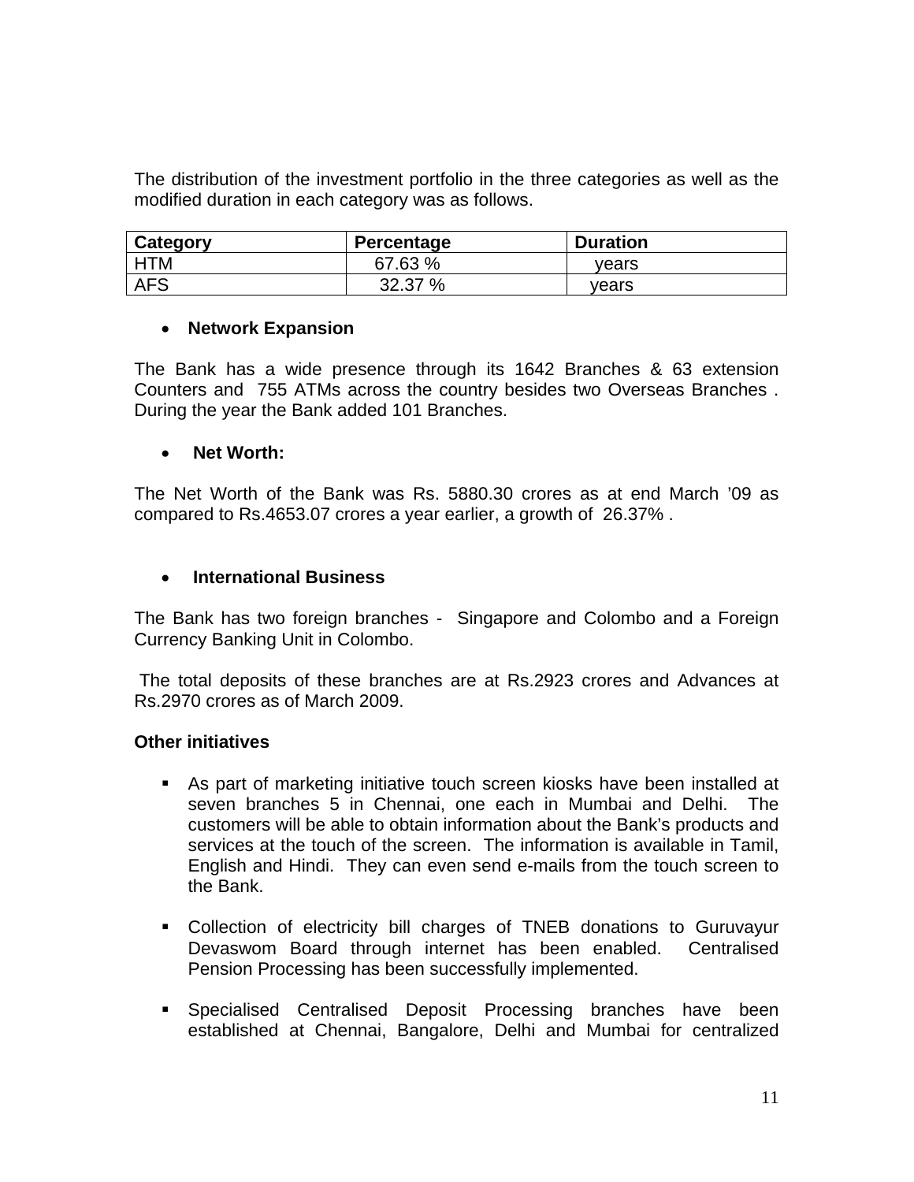The distribution of the investment portfolio in the three categories as well as the modified duration in each category was as follows.

| Category | Percentage | Duration |
|---|---|---|
| HTM | 67.63 % | years |
| AFS | 32.37 % | years |

- **Network Expansion**

The Bank has a wide presence through its 1642 Branches & 63 extension Counters and 755 ATMs across the country besides two Overseas Branches . During the year the Bank added 101 Branches.

- **Net Worth:**

The Net Worth of the Bank was Rs. 5880.30 crores as at end March '09 as compared to Rs.4653.07 crores a year earlier, a growth of 26.37% .

- **International Business**

The Bank has two foreign branches - Singapore and Colombo and a Foreign Currency Banking Unit in Colombo.

The total deposits of these branches are at Rs.2923 crores and Advances at Rs.2970 crores as of March 2009.

**Other initiatives**

- As part of marketing initiative touch screen kiosks have been installed at seven branches 5 in Chennai, one each in Mumbai and Delhi. The customers will be able to obtain information about the Bank's products and services at the touch of the screen. The information is available in Tamil, English and Hindi. They can even send e-mails from the touch screen to the Bank.

- Collection of electricity bill charges of TNEB donations to Guruvayur Devaswom Board through internet has been enabled. Centralised Pension Processing has been successfully implemented.

- Specialised Centralised Deposit Processing branches have been established at Chennai, Bangalore, Delhi and Mumbai for centralized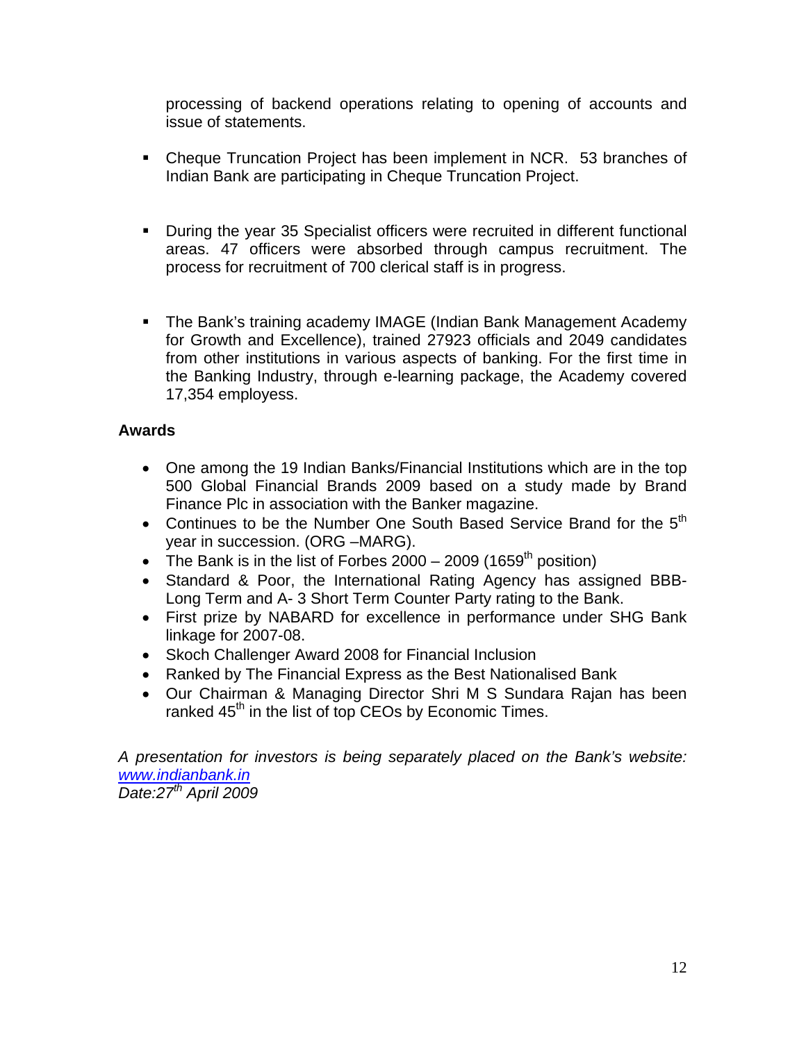processing of backend operations relating to opening of accounts and issue of statements.

- Cheque Truncation Project has been implement in NCR. 53 branches of Indian Bank are participating in Cheque Truncation Project.

- During the year 35 Specialist officers were recruited in different functional areas. 47 officers were absorbed through campus recruitment. The process for recruitment of 700 clerical staff is in progress.

- The Bank's training academy IMAGE (Indian Bank Management Academy for Growth and Excellence), trained 27923 officials and 2049 candidates from other institutions in various aspects of banking. For the first time in the Banking Industry, through e-learning package, the Academy covered 17,354 employess.

**Awards**

- One among the 19 Indian Banks/Financial Institutions which are in the top 500 Global Financial Brands 2009 based on a study made by Brand Finance Plc in association with the Banker magazine.
- Continues to be the Number One South Based Service Brand for the 5th year in succession. (ORG –MARG).
- The Bank is in the list of Forbes 2000 – 2009 (1659th position)
- Standard & Poor, the International Rating Agency has assigned BBB- Long Term and A- 3 Short Term Counter Party rating to the Bank.
- First prize by NABARD for excellence in performance under SHG Bank linkage for 2007-08.
- Skoch Challenger Award 2008 for Financial Inclusion
- Ranked by The Financial Express as the Best Nationalised Bank
- Our Chairman & Managing Director Shri M S Sundara Rajan has been ranked 45th in the list of top CEOs by Economic Times.

*A presentation for investors is being separately placed on the Bank's website: [www.indianbank.in](http://www.indianbank.in)*
*Date:27th April 2009*